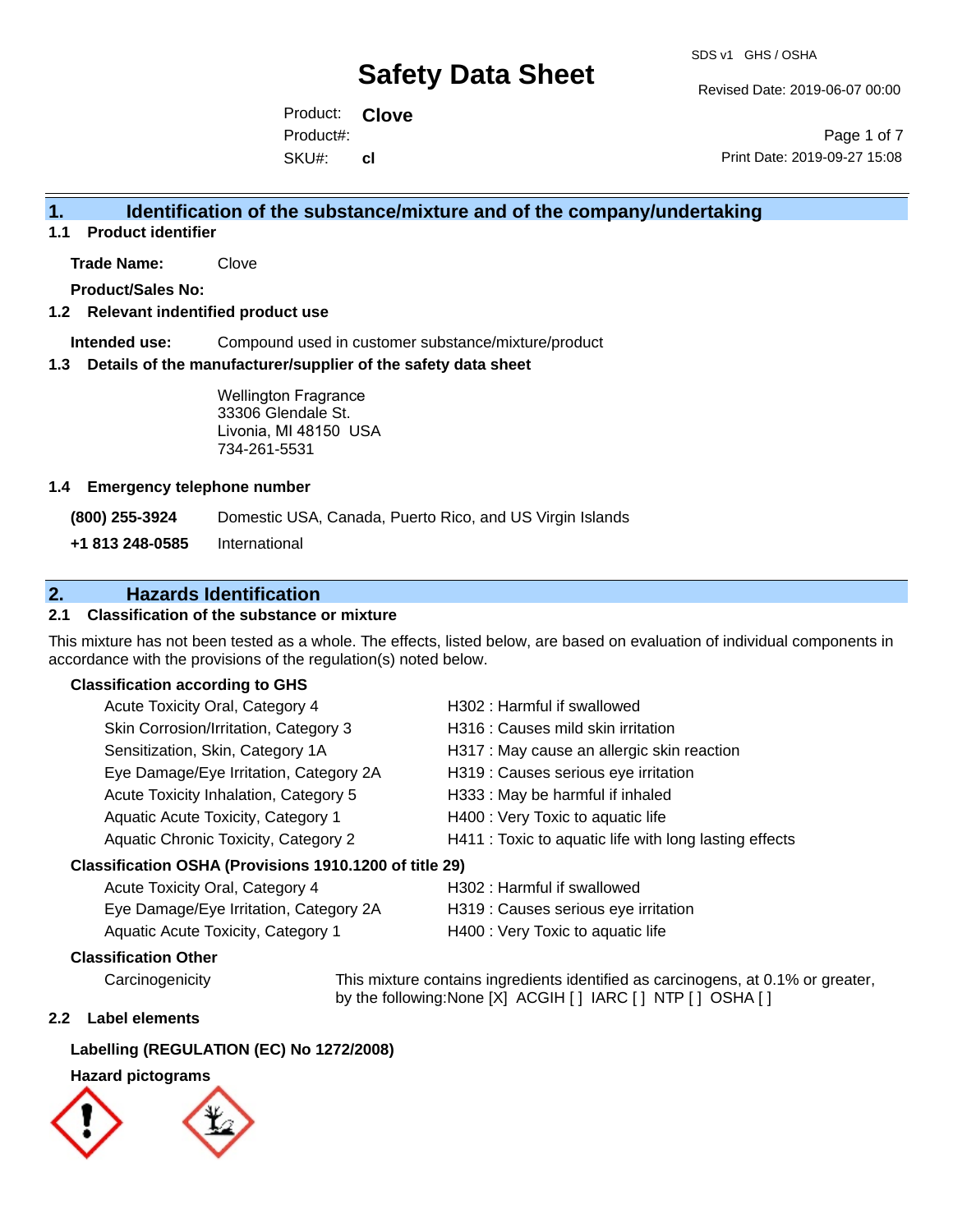# Safety Data Sheet

SDS v1 GHS / OSHA

Revised Date: 2019-06-07 00:00

Product: **Clove**
Product#:
SKU#: **cl**

Print Date: 2019-09-27 15:08

## 1. Identification of the substance/mixture and of the company/undertaking

### 1.1 Product identifier

**Trade Name:** Clove

**Product/Sales No:**

### 1.2 Relevant indentified product use

**Intended use:** Compound used in customer substance/mixture/product

### 1.3 Details of the manufacturer/supplier of the safety data sheet

Wellington Fragrance
33306 Glendale St.
Livonia, MI 48150 USA
734-261-5531

### 1.4 Emergency telephone number

**(800) 255-3924** Domestic USA, Canada, Puerto Rico, and US Virgin Islands

**+1 813 248-0585** International

## 2. Hazards Identification

### 2.1 Classification of the substance or mixture

This mixture has not been tested as a whole. The effects, listed below, are based on evaluation of individual components in accordance with the provisions of the regulation(s) noted below.

**Classification according to GHS**

| | |
|---|---|
| Acute Toxicity Oral, Category 4 | H302 : Harmful if swallowed |
| Skin Corrosion/Irritation, Category 3 | H316 : Causes mild skin irritation |
| Sensitization, Skin, Category 1A | H317 : May cause an allergic skin reaction |
| Eye Damage/Eye Irritation, Category 2A | H319 : Causes serious eye irritation |
| Acute Toxicity Inhalation, Category 5 | H333 : May be harmful if inhaled |
| Aquatic Acute Toxicity, Category 1 | H400 : Very Toxic to aquatic life |
| Aquatic Chronic Toxicity, Category 2 | H411 : Toxic to aquatic life with long lasting effects |

**Classification OSHA (Provisions 1910.1200 of title 29)**

| | |
|---|---|
| Acute Toxicity Oral, Category 4 | H302 : Harmful if swallowed |
| Eye Damage/Eye Irritation, Category 2A | H319 : Causes serious eye irritation |
| Aquatic Acute Toxicity, Category 1 | H400 : Very Toxic to aquatic life |

**Classification Other**

Carcinogenicity: This mixture contains ingredients identified as carcinogens, at 0.1% or greater, by the following:None [X] ACGIH [ ] IARC [ ] NTP [ ] OSHA [ ]

### 2.2 Label elements

**Labelling (REGULATION (EC) No 1272/2008)**

**Hazard pictograms**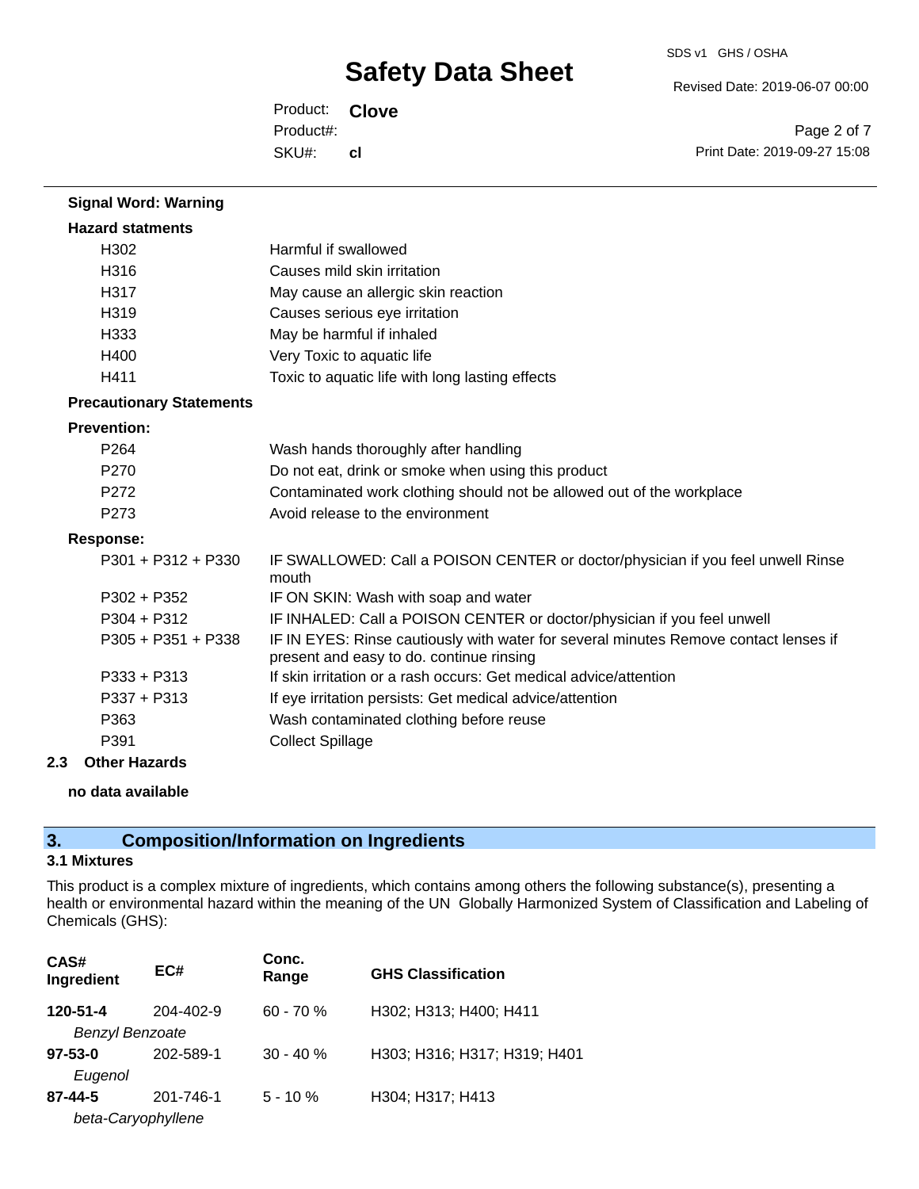**Signal Word: Warning**

**Hazard statments**

| | |
|---|---|
| H302 | Harmful if swallowed |
| H316 | Causes mild skin irritation |
| H317 | May cause an allergic skin reaction |
| H319 | Causes serious eye irritation |
| H333 | May be harmful if inhaled |
| H400 | Very Toxic to aquatic life |
| H411 | Toxic to aquatic life with long lasting effects |

**Precautionary Statements**

**Prevention:**

| | |
|---|---|
| P264 | Wash hands thoroughly after handling |
| P270 | Do not eat, drink or smoke when using this product |
| P272 | Contaminated work clothing should not be allowed out of the workplace |
| P273 | Avoid release to the environment |

**Response:**

| | |
|---|---|
| P301 + P312 + P330 | IF SWALLOWED: Call a POISON CENTER or doctor/physician if you feel unwell Rinse mouth |
| P302 + P352 | IF ON SKIN: Wash with soap and water |
| P304 + P312 | IF INHALED: Call a POISON CENTER or doctor/physician if you feel unwell |
| P305 + P351 + P338 | IF IN EYES: Rinse cautiously with water for several minutes Remove contact lenses if present and easy to do. continue rinsing |
| P333 + P313 | If skin irritation or a rash occurs: Get medical advice/attention |
| P337 + P313 | If eye irritation persists: Get medical advice/attention |
| P363 | Wash contaminated clothing before reuse |
| P391 | Collect Spillage |

### 2.3 Other Hazards

**no data available**

## 3. Composition/Information on Ingredients

### 3.1 Mixtures

This product is a complex mixture of ingredients, which contains among others the following substance(s), presenting a health or environmental hazard within the meaning of the UN Globally Harmonized System of Classification and Labeling of Chemicals (GHS):

| CAS# Ingredient | EC# | Conc. Range | GHS Classification |
|---|---|---|---|
| **120-51-4** *Benzyl Benzoate* | 204-402-9 | 60 - 70 % | H302; H313; H400; H411 |
| **97-53-0** *Eugenol* | 202-589-1 | 30 - 40 % | H303; H316; H317; H319; H401 |
| **87-44-5** *beta-Caryophyllene* | 201-746-1 | 5 - 10 % | H304; H317; H413 |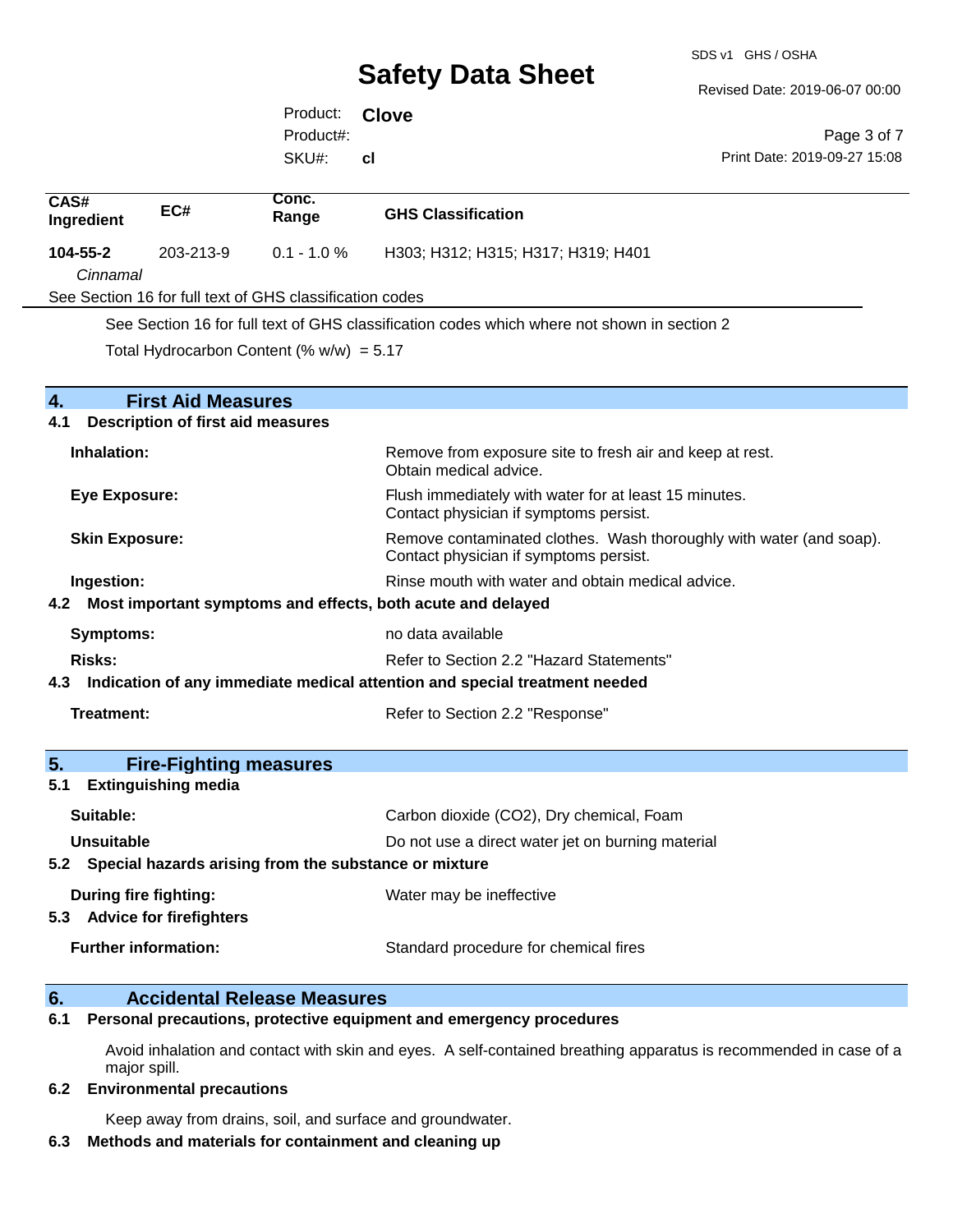| CAS# Ingredient | EC# | Conc. Range | GHS Classification |
| --- | --- | --- | --- |
| **104-55-2** *Cinnamal* | 203-213-9 | 0.1 - 1.0 % | H303; H312; H315; H317; H319; H401 |

See Section 16 for full text of GHS classification codes

See Section 16 for full text of GHS classification codes which where not shown in section 2

Total Hydrocarbon Content (% w/w) = 5.17

## 4. First Aid Measures

### 4.1 Description of first aid measures

**Inhalation:** Remove from exposure site to fresh air and keep at rest. Obtain medical advice.

**Eye Exposure:** Flush immediately with water for at least 15 minutes. Contact physician if symptoms persist.

**Skin Exposure:** Remove contaminated clothes. Wash thoroughly with water (and soap). Contact physician if symptoms persist.

**Ingestion:** Rinse mouth with water and obtain medical advice.

### 4.2 Most important symptoms and effects, both acute and delayed

**Symptoms:** no data available

**Risks:** Refer to Section 2.2 "Hazard Statements"

### 4.3 Indication of any immediate medical attention and special treatment needed

**Treatment:** Refer to Section 2.2 "Response"

## 5. Fire-Fighting measures

### 5.1 Extinguishing media

**Suitable:** Carbon dioxide (CO2), Dry chemical, Foam

**Unsuitable** Do not use a direct water jet on burning material

### 5.2 Special hazards arising from the substance or mixture

**During fire fighting:** Water may be ineffective

### 5.3 Advice for firefighters

**Further information:** Standard procedure for chemical fires

## 6. Accidental Release Measures

### 6.1 Personal precautions, protective equipment and emergency procedures

Avoid inhalation and contact with skin and eyes. A self-contained breathing apparatus is recommended in case of a major spill.

### 6.2 Environmental precautions

Keep away from drains, soil, and surface and groundwater.

### 6.3 Methods and materials for containment and cleaning up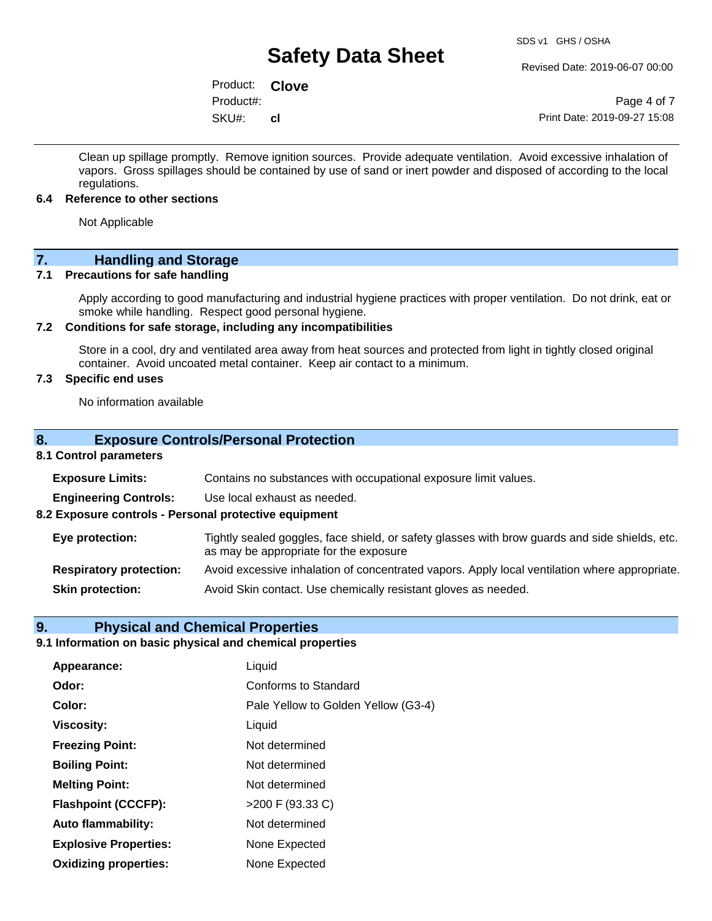Clean up spillage promptly. Remove ignition sources. Provide adequate ventilation. Avoid excessive inhalation of vapors. Gross spillages should be contained by use of sand or inert powder and disposed of according to the local regulations.

### 6.4 Reference to other sections

Not Applicable

## 7. Handling and Storage

### 7.1 Precautions for safe handling

Apply according to good manufacturing and industrial hygiene practices with proper ventilation. Do not drink, eat or smoke while handling. Respect good personal hygiene.

### 7.2 Conditions for safe storage, including any incompatibilities

Store in a cool, dry and ventilated area away from heat sources and protected from light in tightly closed original container. Avoid uncoated metal container. Keep air contact to a minimum.

### 7.3 Specific end uses

No information available

## 8. Exposure Controls/Personal Protection

### 8.1 Control parameters

**Exposure Limits:** Contains no substances with occupational exposure limit values.

**Engineering Controls:** Use local exhaust as needed.

### 8.2 Exposure controls - Personal protective equipment

**Eye protection:** Tightly sealed goggles, face shield, or safety glasses with brow guards and side shields, etc. as may be appropriate for the exposure

**Respiratory protection:** Avoid excessive inhalation of concentrated vapors. Apply local ventilation where appropriate.

**Skin protection:** Avoid Skin contact. Use chemically resistant gloves as needed.

## 9. Physical and Chemical Properties

### 9.1 Information on basic physical and chemical properties

| | |
|---|---|
| **Appearance:** | Liquid |
| **Odor:** | Conforms to Standard |
| **Color:** | Pale Yellow to Golden Yellow (G3-4) |
| **Viscosity:** | Liquid |
| **Freezing Point:** | Not determined |
| **Boiling Point:** | Not determined |
| **Melting Point:** | Not determined |
| **Flashpoint (CCCFP):** | >200 F (93.33 C) |
| **Auto flammability:** | Not determined |
| **Explosive Properties:** | None Expected |
| **Oxidizing properties:** | None Expected |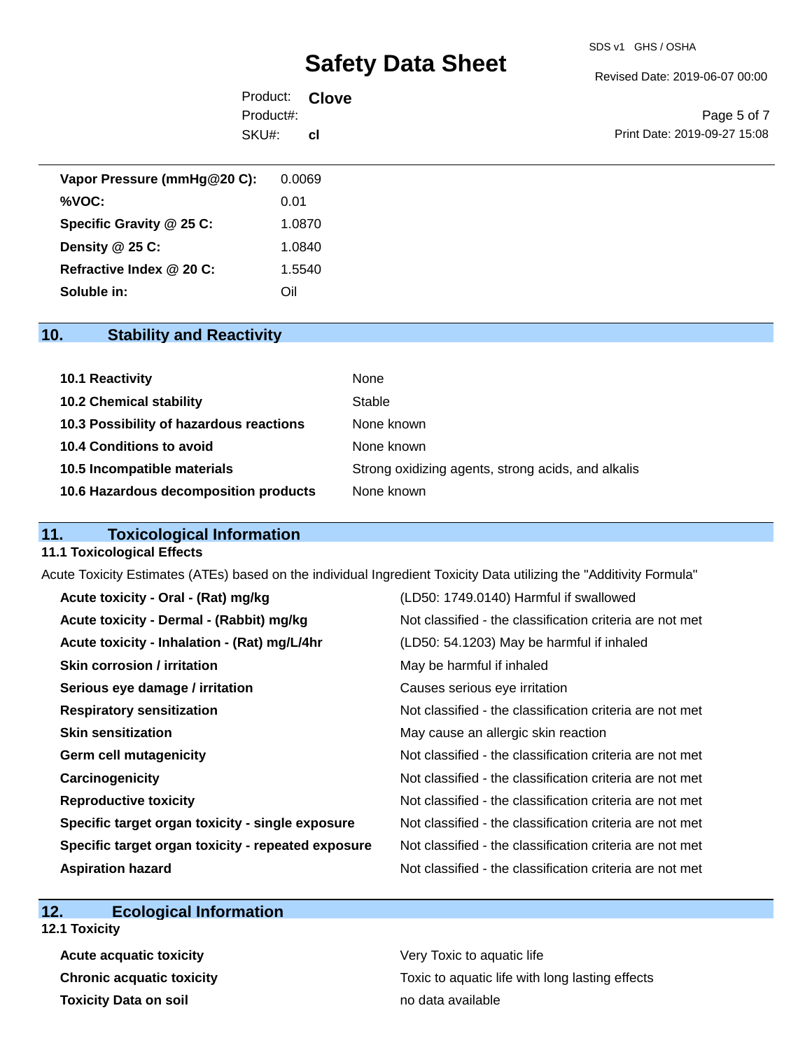| | |
|---|---|
| **Vapor Pressure (mmHg@20 C):** | 0.0069 |
| **%VOC:** | 0.01 |
| **Specific Gravity @ 25 C:** | 1.0870 |
| **Density @ 25 C:** | 1.0840 |
| **Refractive Index @ 20 C:** | 1.5540 |
| **Soluble in:** | Oil |

## 10. Stability and Reactivity

| | |
|---|---|
| **10.1 Reactivity** | None |
| **10.2 Chemical stability** | Stable |
| **10.3 Possibility of hazardous reactions** | None known |
| **10.4 Conditions to avoid** | None known |
| **10.5 Incompatible materials** | Strong oxidizing agents, strong acids, and alkalis |
| **10.6 Hazardous decomposition products** | None known |

## 11. Toxicological Information

### 11.1 Toxicological Effects

Acute Toxicity Estimates (ATEs) based on the individual Ingredient Toxicity Data utilizing the "Additivity Formula"

| | |
|---|---|
| **Acute toxicity - Oral - (Rat) mg/kg** | (LD50: 1749.0140) Harmful if swallowed |
| **Acute toxicity - Dermal - (Rabbit) mg/kg** | Not classified - the classification criteria are not met |
| **Acute toxicity - Inhalation - (Rat) mg/L/4hr** | (LD50: 54.1203) May be harmful if inhaled |
| **Skin corrosion / irritation** | May be harmful if inhaled |
| **Serious eye damage / irritation** | Causes serious eye irritation |
| **Respiratory sensitization** | Not classified - the classification criteria are not met |
| **Skin sensitization** | May cause an allergic skin reaction |
| **Germ cell mutagenicity** | Not classified - the classification criteria are not met |
| **Carcinogenicity** | Not classified - the classification criteria are not met |
| **Reproductive toxicity** | Not classified - the classification criteria are not met |
| **Specific target organ toxicity - single exposure** | Not classified - the classification criteria are not met |
| **Specific target organ toxicity - repeated exposure** | Not classified - the classification criteria are not met |
| **Aspiration hazard** | Not classified - the classification criteria are not met |

## 12. Ecological Information

### 12.1 Toxicity

| | |
|---|---|
| **Acute acquatic toxicity** | Very Toxic to aquatic life |
| **Chronic acquatic toxicity** | Toxic to aquatic life with long lasting effects |
| **Toxicity Data on soil** | no data available |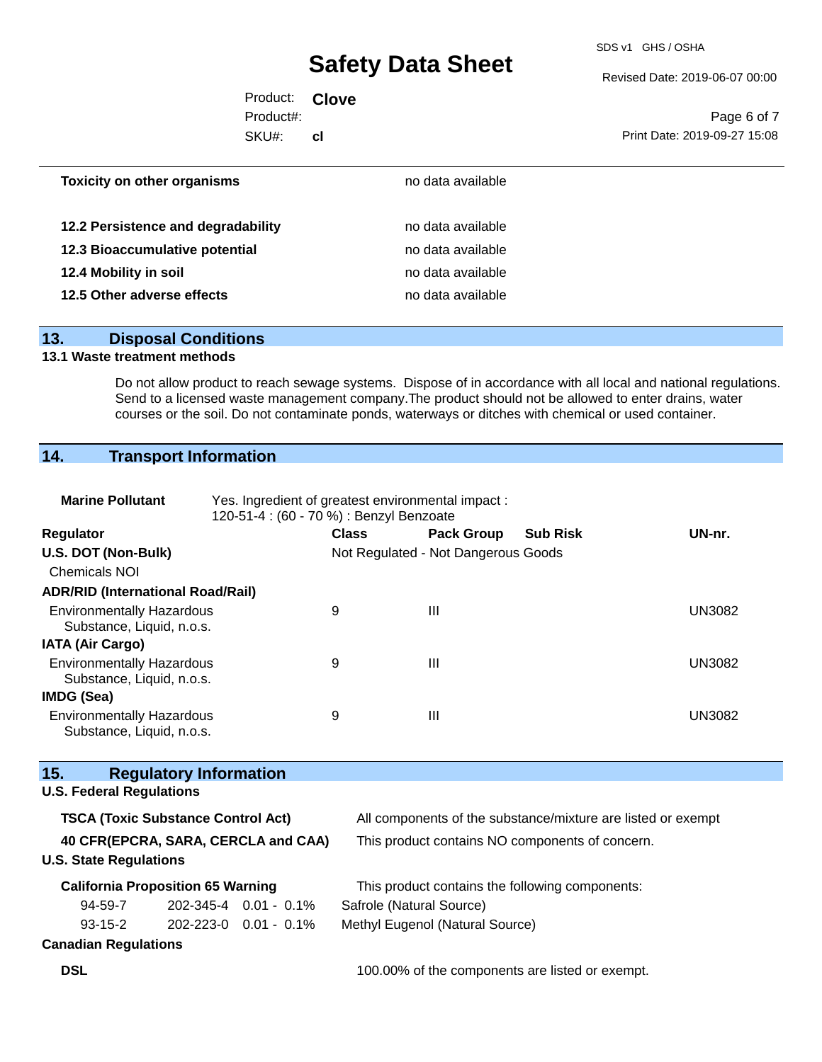| | |
|---|---|
| **Toxicity on other organisms** | no data available |
| **12.2 Persistence and degradability** | no data available |
| **12.3 Bioaccumulative potential** | no data available |
| **12.4 Mobility in soil** | no data available |
| **12.5 Other adverse effects** | no data available |

## 13. Disposal Conditions

### 13.1 Waste treatment methods

Do not allow product to reach sewage systems. Dispose of in accordance with all local and national regulations. Send to a licensed waste management company.The product should not be allowed to enter drains, water courses or the soil. Do not contaminate ponds, waterways or ditches with chemical or used container.

## 14. Transport Information

**Marine Pollutant** Yes. Ingredient of greatest environmental impact : 120-51-4 : (60 - 70 %) : Benzyl Benzoate

| Regulator | Class | Pack Group | Sub Risk | UN-nr. |
|---|---|---|---|---|
| **U.S. DOT (Non-Bulk)** | Not Regulated - Not Dangerous Goods | | | |
| Chemicals NOI | | | | |
| **ADR/RID (International Road/Rail)** | | | | |
| Environmentally Hazardous Substance, Liquid, n.o.s. | 9 | III | | UN3082 |
| **IATA (Air Cargo)** | | | | |
| Environmentally Hazardous Substance, Liquid, n.o.s. | 9 | III | | UN3082 |
| **IMDG (Sea)** | | | | |
| Environmentally Hazardous Substance, Liquid, n.o.s. | 9 | III | | UN3082 |

## 15. Regulatory Information

### U.S. Federal Regulations

| | |
|---|---|
| **TSCA (Toxic Substance Control Act)** | All components of the substance/mixture are listed or exempt |
| **40 CFR(EPCRA, SARA, CERCLA and CAA)** | This product contains NO components of concern. |

### U.S. State Regulations

**California Proposition 65 Warning** This product contains the following components:

| | | | |
|---|---|---|---|
| 94-59-7 | 202-345-4 | 0.01 - 0.1% | Safrole (Natural Source) |
| 93-15-2 | 202-223-0 | 0.01 - 0.1% | Methyl Eugenol (Natural Source) |

### Canadian Regulations

**DSL** 100.00% of the components are listed or exempt.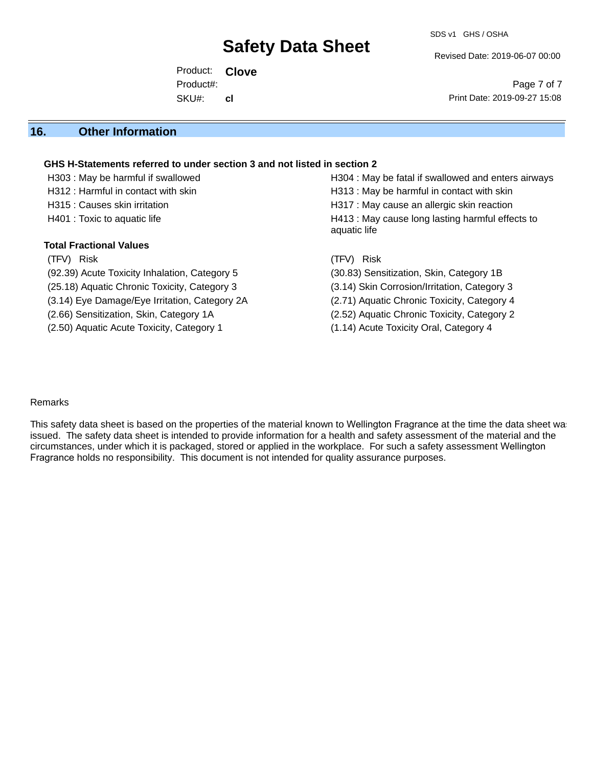## 16. Other Information

**GHS H-Statements referred to under section 3 and not listed in section 2**

H303 : May be harmful if swallowed

H304 : May be fatal if swallowed and enters airways

H312 : Harmful in contact with skin

H313 : May be harmful in contact with skin

H315 : Causes skin irritation

H317 : May cause an allergic skin reaction

H401 : Toxic to aquatic life

H413 : May cause long lasting harmful effects to aquatic life

**Total Fractional Values**

| (TFV) Risk | (TFV) Risk |
| --- | --- |
| (92.39) Acute Toxicity Inhalation, Category 5 | (30.83) Sensitization, Skin, Category 1B |
| (25.18) Aquatic Chronic Toxicity, Category 3 | (3.14) Skin Corrosion/Irritation, Category 3 |
| (3.14) Eye Damage/Eye Irritation, Category 2A | (2.71) Aquatic Chronic Toxicity, Category 4 |
| (2.66) Sensitization, Skin, Category 1A | (2.52) Aquatic Chronic Toxicity, Category 2 |
| (2.50) Aquatic Acute Toxicity, Category 1 | (1.14) Acute Toxicity Oral, Category 4 |

Remarks

This safety data sheet is based on the properties of the material known to Wellington Fragrance at the time the data sheet was issued. The safety data sheet is intended to provide information for a health and safety assessment of the material and the circumstances, under which it is packaged, stored or applied in the workplace. For such a safety assessment Wellington Fragrance holds no responsibility. This document is not intended for quality assurance purposes.